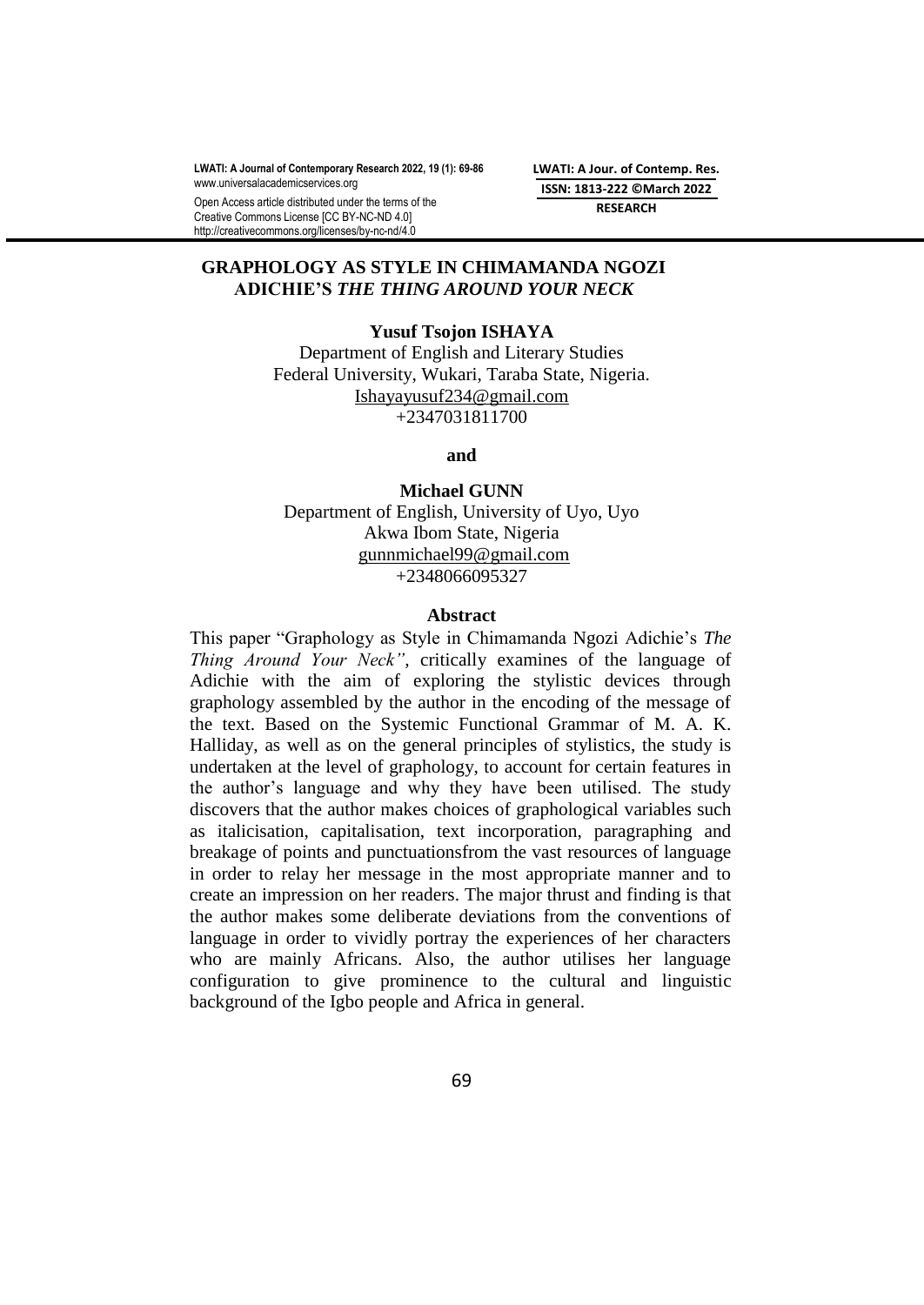# GRAPHOLOGY AS STYLE IN CHIMAMANDA NGOZI ADICHIE'S *THE THING AROUND YOUR NECK*

**Yusuf Tsojon ISHAYA**
Department of English and Literary Studies
Federal University, Wukari, Taraba State, Nigeria.
Ishayayusuf234@gmail.com
+2347031811700

**and**

**Michael GUNN**
Department of English, University of Uyo, Uyo
Akwa Ibom State, Nigeria
gunnmichael99@gmail.com
+2348066095327

## Abstract

This paper "Graphology as Style in Chimamanda Ngozi Adichie's *The Thing Around Your Neck"*, critically examines of the language of Adichie with the aim of exploring the stylistic devices through graphology assembled by the author in the encoding of the message of the text. Based on the Systemic Functional Grammar of M. A. K. Halliday, as well as on the general principles of stylistics, the study is undertaken at the level of graphology, to account for certain features in the author's language and why they have been utilised. The study discovers that the author makes choices of graphological variables such as italicisation, capitalisation, text incorporation, paragraphing and breakage of points and punctuationsfrom the vast resources of language in order to relay her message in the most appropriate manner and to create an impression on her readers. The major thrust and finding is that the author makes some deliberate deviations from the conventions of language in order to vividly portray the experiences of her characters who are mainly Africans. Also, the author utilises her language configuration to give prominence to the cultural and linguistic background of the Igbo people and Africa in general.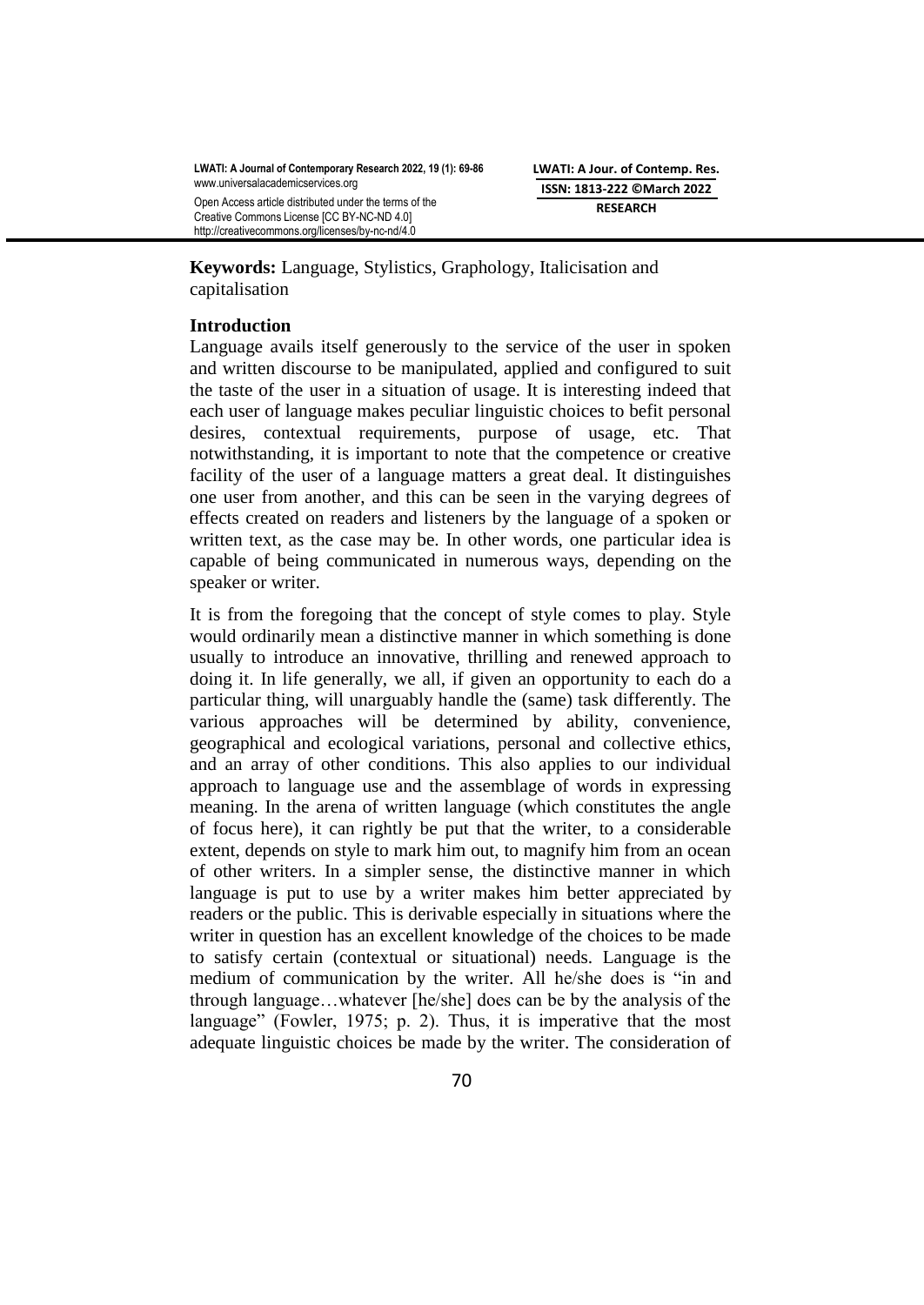**Keywords:** Language, Stylistics, Graphology, Italicisation and capitalisation

## Introduction

Language avails itself generously to the service of the user in spoken and written discourse to be manipulated, applied and configured to suit the taste of the user in a situation of usage. It is interesting indeed that each user of language makes peculiar linguistic choices to befit personal desires, contextual requirements, purpose of usage, etc. That notwithstanding, it is important to note that the competence or creative facility of the user of a language matters a great deal. It distinguishes one user from another, and this can be seen in the varying degrees of effects created on readers and listeners by the language of a spoken or written text, as the case may be. In other words, one particular idea is capable of being communicated in numerous ways, depending on the speaker or writer.

It is from the foregoing that the concept of style comes to play. Style would ordinarily mean a distinctive manner in which something is done usually to introduce an innovative, thrilling and renewed approach to doing it. In life generally, we all, if given an opportunity to each do a particular thing, will unarguably handle the (same) task differently. The various approaches will be determined by ability, convenience, geographical and ecological variations, personal and collective ethics, and an array of other conditions. This also applies to our individual approach to language use and the assemblage of words in expressing meaning. In the arena of written language (which constitutes the angle of focus here), it can rightly be put that the writer, to a considerable extent, depends on style to mark him out, to magnify him from an ocean of other writers. In a simpler sense, the distinctive manner in which language is put to use by a writer makes him better appreciated by readers or the public. This is derivable especially in situations where the writer in question has an excellent knowledge of the choices to be made to satisfy certain (contextual or situational) needs. Language is the medium of communication by the writer. All he/she does is "in and through language…whatever [he/she] does can be by the analysis of the language" (Fowler, 1975; p. 2). Thus, it is imperative that the most adequate linguistic choices be made by the writer. The consideration of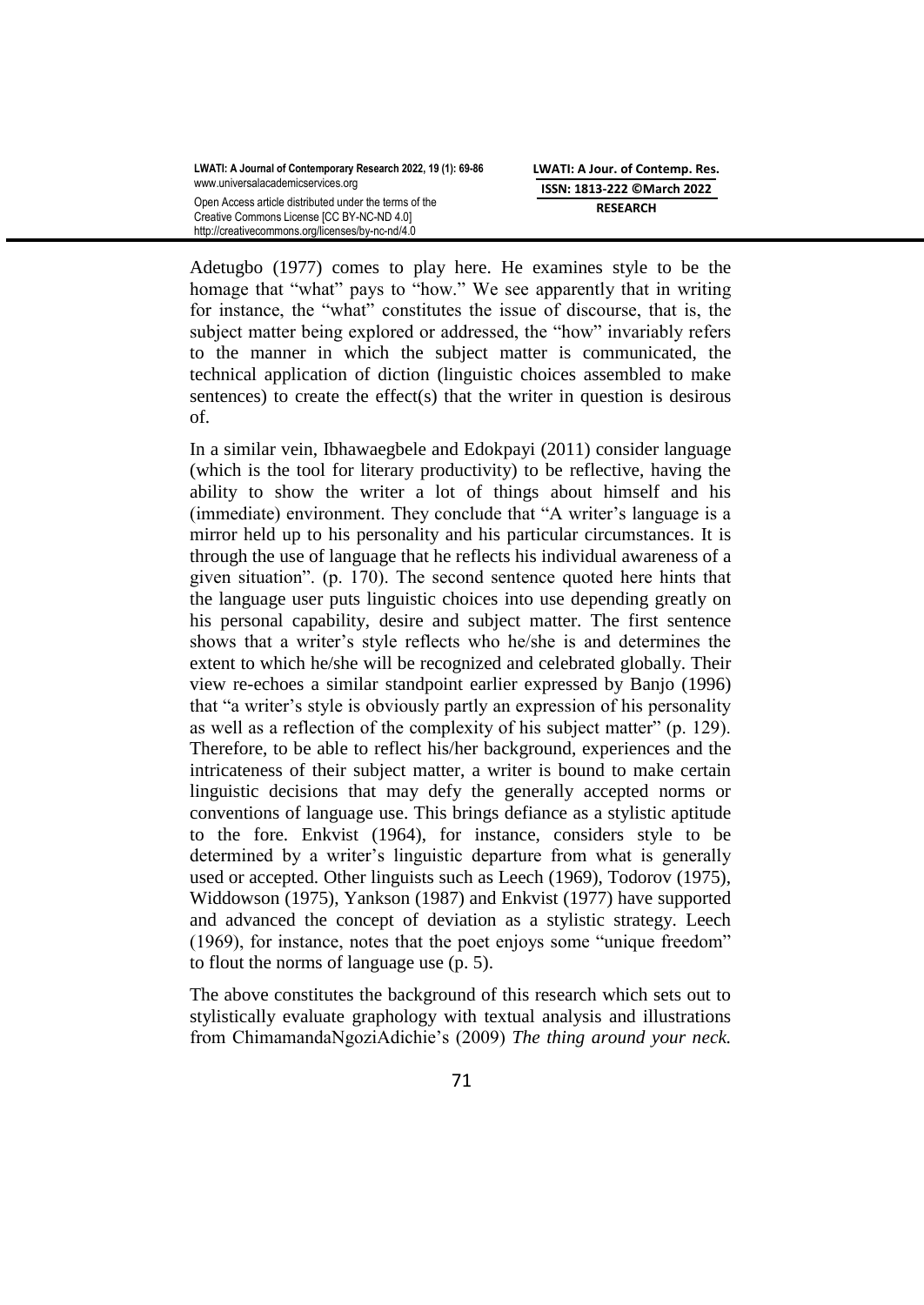Adetugbo (1977) comes to play here. He examines style to be the homage that "what" pays to "how." We see apparently that in writing for instance, the "what" constitutes the issue of discourse, that is, the subject matter being explored or addressed, the "how" invariably refers to the manner in which the subject matter is communicated, the technical application of diction (linguistic choices assembled to make sentences) to create the effect(s) that the writer in question is desirous of.

In a similar vein, Ibhawaegbele and Edokpayi (2011) consider language (which is the tool for literary productivity) to be reflective, having the ability to show the writer a lot of things about himself and his (immediate) environment. They conclude that "A writer's language is a mirror held up to his personality and his particular circumstances. It is through the use of language that he reflects his individual awareness of a given situation". (p. 170). The second sentence quoted here hints that the language user puts linguistic choices into use depending greatly on his personal capability, desire and subject matter. The first sentence shows that a writer's style reflects who he/she is and determines the extent to which he/she will be recognized and celebrated globally. Their view re-echoes a similar standpoint earlier expressed by Banjo (1996) that "a writer's style is obviously partly an expression of his personality as well as a reflection of the complexity of his subject matter" (p. 129). Therefore, to be able to reflect his/her background, experiences and the intricateness of their subject matter, a writer is bound to make certain linguistic decisions that may defy the generally accepted norms or conventions of language use. This brings defiance as a stylistic aptitude to the fore. Enkvist (1964), for instance, considers style to be determined by a writer's linguistic departure from what is generally used or accepted. Other linguists such as Leech (1969), Todorov (1975), Widdowson (1975), Yankson (1987) and Enkvist (1977) have supported and advanced the concept of deviation as a stylistic strategy. Leech (1969), for instance, notes that the poet enjoys some "unique freedom" to flout the norms of language use (p. 5).

The above constitutes the background of this research which sets out to stylistically evaluate graphology with textual analysis and illustrations from ChimamandaNgoziAdichie's (2009) *The thing around your neck.*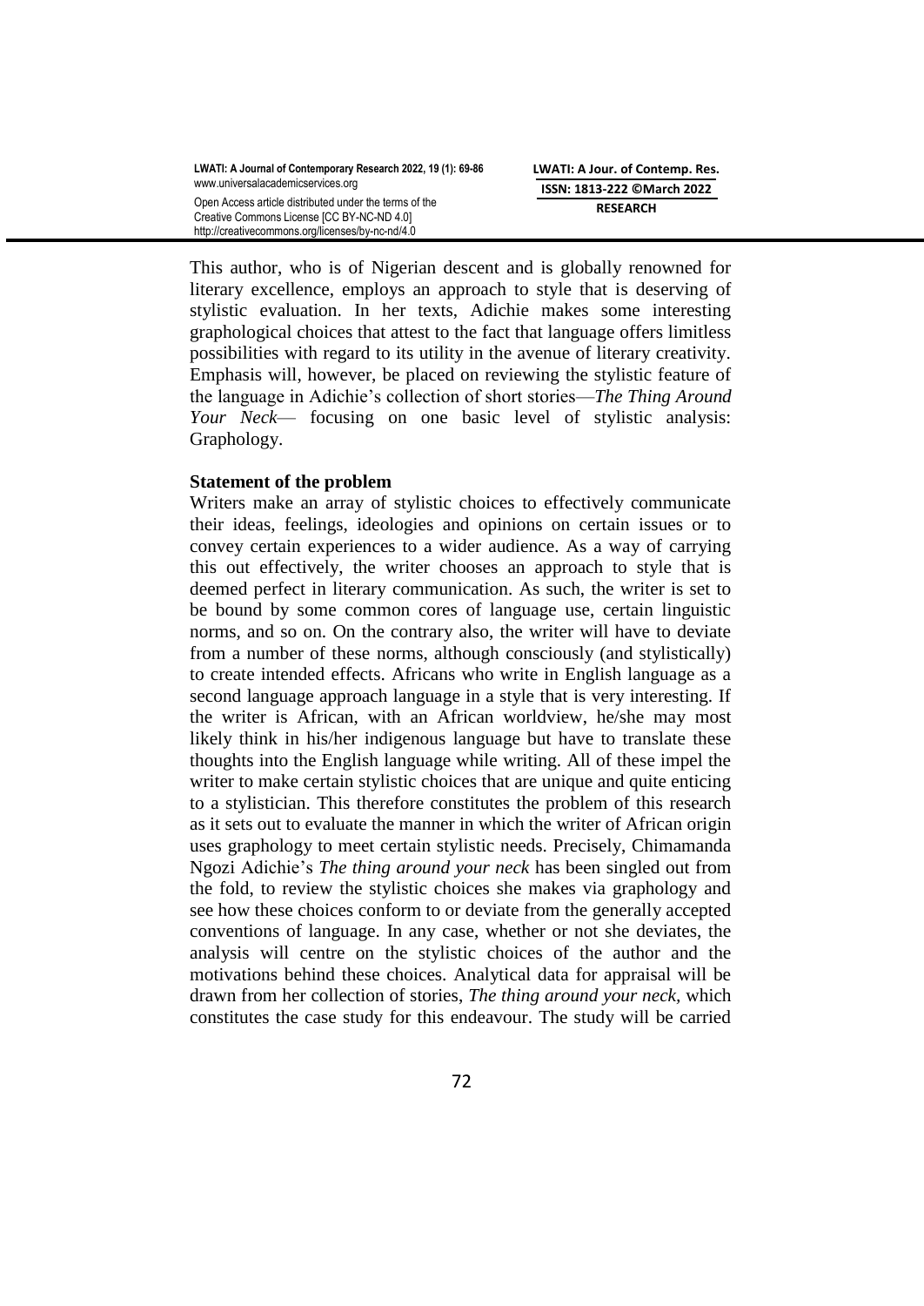This author, who is of Nigerian descent and is globally renowned for literary excellence, employs an approach to style that is deserving of stylistic evaluation. In her texts, Adichie makes some interesting graphological choices that attest to the fact that language offers limitless possibilities with regard to its utility in the avenue of literary creativity. Emphasis will, however, be placed on reviewing the stylistic feature of the language in Adichie's collection of short stories—*The Thing Around Your Neck*— focusing on one basic level of stylistic analysis: Graphology.

**Statement of the problem**

Writers make an array of stylistic choices to effectively communicate their ideas, feelings, ideologies and opinions on certain issues or to convey certain experiences to a wider audience. As a way of carrying this out effectively, the writer chooses an approach to style that is deemed perfect in literary communication. As such, the writer is set to be bound by some common cores of language use, certain linguistic norms, and so on. On the contrary also, the writer will have to deviate from a number of these norms, although consciously (and stylistically) to create intended effects. Africans who write in English language as a second language approach language in a style that is very interesting. If the writer is African, with an African worldview, he/she may most likely think in his/her indigenous language but have to translate these thoughts into the English language while writing. All of these impel the writer to make certain stylistic choices that are unique and quite enticing to a stylistician. This therefore constitutes the problem of this research as it sets out to evaluate the manner in which the writer of African origin uses graphology to meet certain stylistic needs. Precisely, Chimamanda Ngozi Adichie's *The thing around your neck* has been singled out from the fold, to review the stylistic choices she makes via graphology and see how these choices conform to or deviate from the generally accepted conventions of language. In any case, whether or not she deviates, the analysis will centre on the stylistic choices of the author and the motivations behind these choices. Analytical data for appraisal will be drawn from her collection of stories, *The thing around your neck*, which constitutes the case study for this endeavour. The study will be carried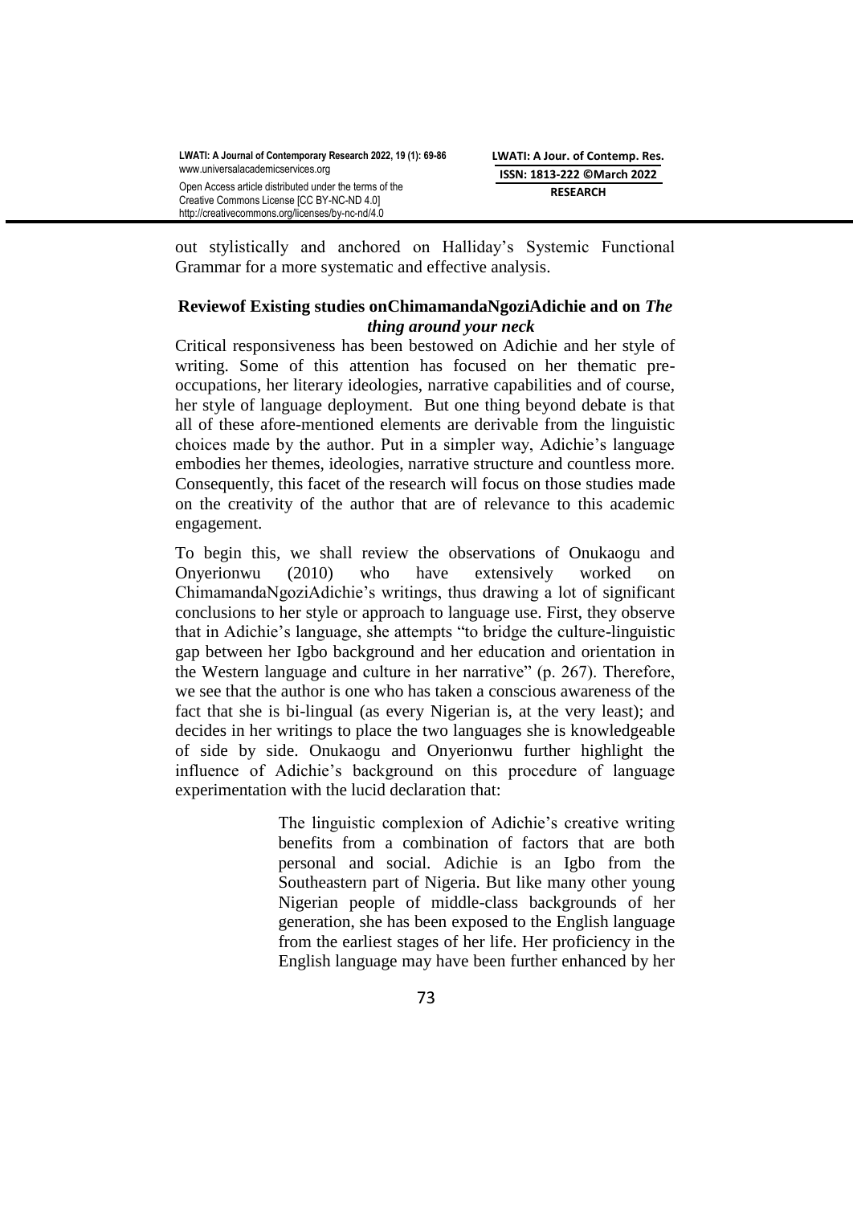out stylistically and anchored on Halliday's Systemic Functional Grammar for a more systematic and effective analysis.

## Reviewof Existing studies onChimamandaNgoziAdichie and on *The thing around your neck*

Critical responsiveness has been bestowed on Adichie and her style of writing. Some of this attention has focused on her thematic pre-occupations, her literary ideologies, narrative capabilities and of course, her style of language deployment. But one thing beyond debate is that all of these afore-mentioned elements are derivable from the linguistic choices made by the author. Put in a simpler way, Adichie's language embodies her themes, ideologies, narrative structure and countless more. Consequently, this facet of the research will focus on those studies made on the creativity of the author that are of relevance to this academic engagement.

To begin this, we shall review the observations of Onukaogu and Onyerionwu (2010) who have extensively worked on ChimamandaNgoziAdichie's writings, thus drawing a lot of significant conclusions to her style or approach to language use. First, they observe that in Adichie's language, she attempts "to bridge the culture-linguistic gap between her Igbo background and her education and orientation in the Western language and culture in her narrative" (p. 267). Therefore, we see that the author is one who has taken a conscious awareness of the fact that she is bi-lingual (as every Nigerian is, at the very least); and decides in her writings to place the two languages she is knowledgeable of side by side. Onukaogu and Onyerionwu further highlight the influence of Adichie's background on this procedure of language experimentation with the lucid declaration that:

> The linguistic complexion of Adichie's creative writing benefits from a combination of factors that are both personal and social. Adichie is an Igbo from the Southeastern part of Nigeria. But like many other young Nigerian people of middle-class backgrounds of her generation, she has been exposed to the English language from the earliest stages of her life. Her proficiency in the English language may have been further enhanced by her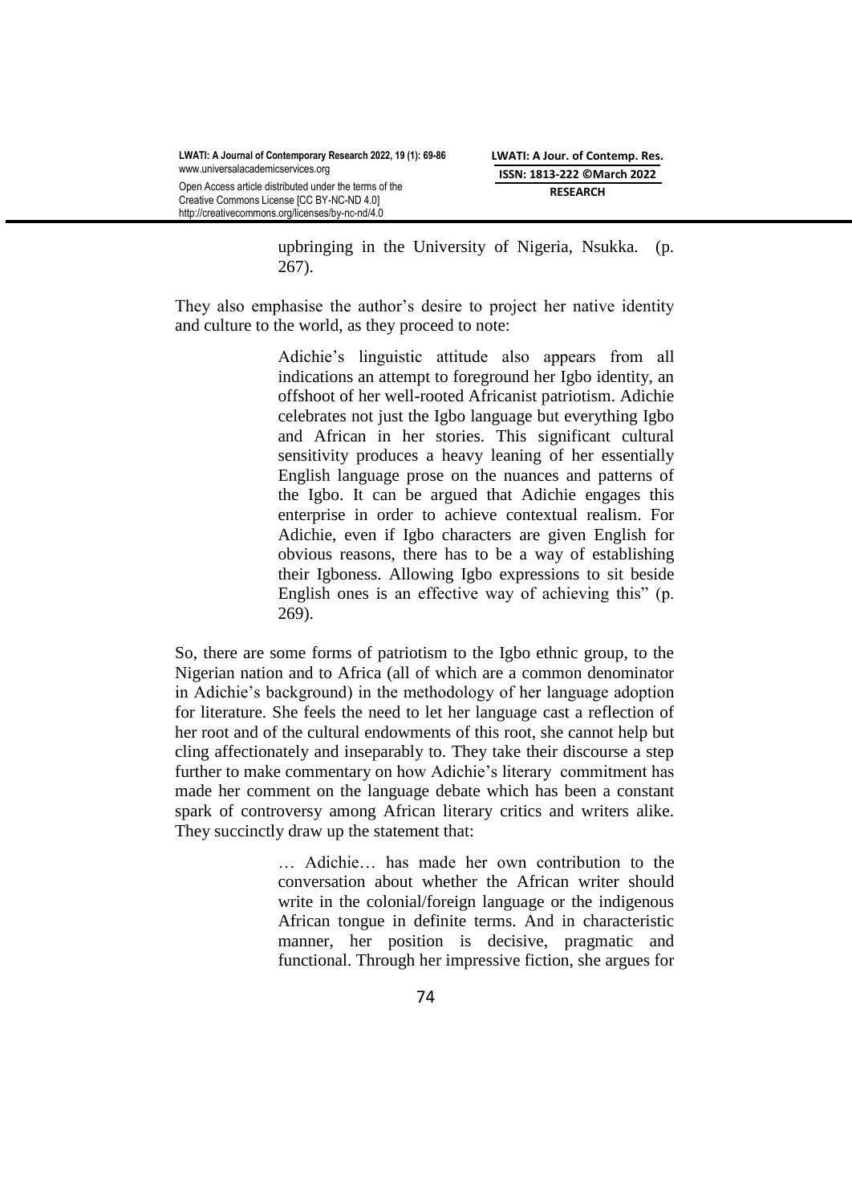> upbringing in the University of Nigeria, Nsukka. (p. 267).

They also emphasise the author's desire to project her native identity and culture to the world, as they proceed to note:

> Adichie's linguistic attitude also appears from all indications an attempt to foreground her Igbo identity, an offshoot of her well-rooted Africanist patriotism. Adichie celebrates not just the Igbo language but everything Igbo and African in her stories. This significant cultural sensitivity produces a heavy leaning of her essentially English language prose on the nuances and patterns of the Igbo. It can be argued that Adichie engages this enterprise in order to achieve contextual realism. For Adichie, even if Igbo characters are given English for obvious reasons, there has to be a way of establishing their Igboness. Allowing Igbo expressions to sit beside English ones is an effective way of achieving this" (p. 269).

So, there are some forms of patriotism to the Igbo ethnic group, to the Nigerian nation and to Africa (all of which are a common denominator in Adichie's background) in the methodology of her language adoption for literature. She feels the need to let her language cast a reflection of her root and of the cultural endowments of this root, she cannot help but cling affectionately and inseparably to. They take their discourse a step further to make commentary on how Adichie's literary commitment has made her comment on the language debate which has been a constant spark of controversy among African literary critics and writers alike. They succinctly draw up the statement that:

> … Adichie… has made her own contribution to the conversation about whether the African writer should write in the colonial/foreign language or the indigenous African tongue in definite terms. And in characteristic manner, her position is decisive, pragmatic and functional. Through her impressive fiction, she argues for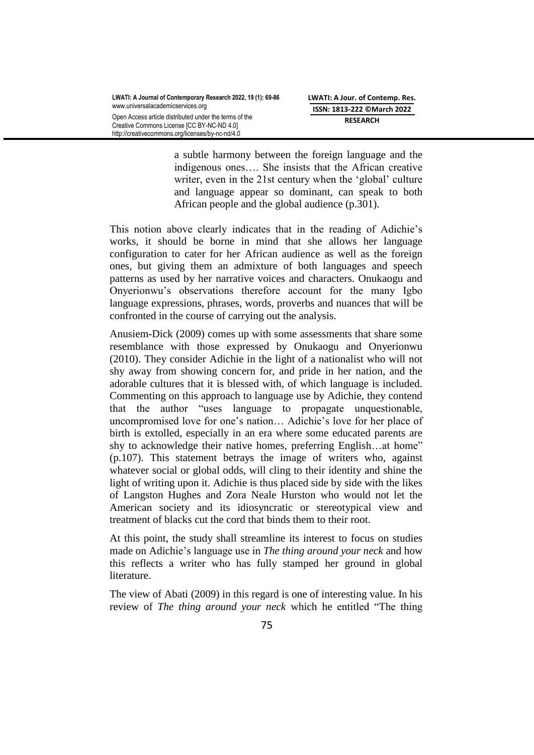> a subtle harmony between the foreign language and the indigenous ones…. She insists that the African creative writer, even in the 21st century when the 'global' culture and language appear so dominant, can speak to both African people and the global audience (p.301).

This notion above clearly indicates that in the reading of Adichie's works, it should be borne in mind that she allows her language configuration to cater for her African audience as well as the foreign ones, but giving them an admixture of both languages and speech patterns as used by her narrative voices and characters. Onukaogu and Onyerionwu's observations therefore account for the many Igbo language expressions, phrases, words, proverbs and nuances that will be confronted in the course of carrying out the analysis.

Anusiem-Dick (2009) comes up with some assessments that share some resemblance with those expressed by Onukaogu and Onyerionwu (2010). They consider Adichie in the light of a nationalist who will not shy away from showing concern for, and pride in her nation, and the adorable cultures that it is blessed with, of which language is included. Commenting on this approach to language use by Adichie, they contend that the author "uses language to propagate unquestionable, uncompromised love for one's nation… Adichie's love for her place of birth is extolled, especially in an era where some educated parents are shy to acknowledge their native homes, preferring English…at home" (p.107). This statement betrays the image of writers who, against whatever social or global odds, will cling to their identity and shine the light of writing upon it. Adichie is thus placed side by side with the likes of Langston Hughes and Zora Neale Hurston who would not let the American society and its idiosyncratic or stereotypical view and treatment of blacks cut the cord that binds them to their root.

At this point, the study shall streamline its interest to focus on studies made on Adichie's language use in *The thing around your neck* and how this reflects a writer who has fully stamped her ground in global literature.

The view of Abati (2009) in this regard is one of interesting value. In his review of *The thing around your neck* which he entitled "The thing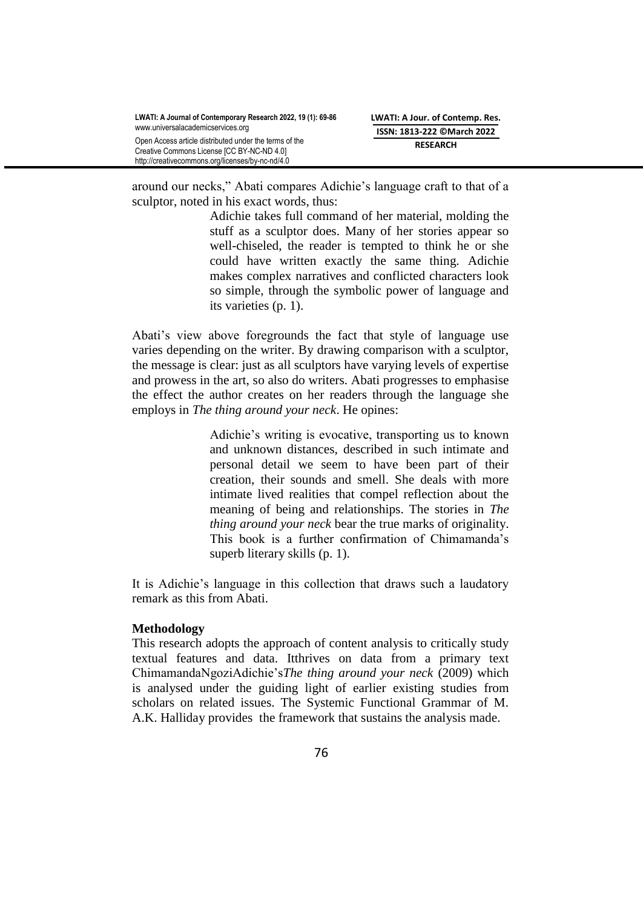around our necks," Abati compares Adichie's language craft to that of a sculptor, noted in his exact words, thus:

> Adichie takes full command of her material, molding the stuff as a sculptor does. Many of her stories appear so well-chiseled, the reader is tempted to think he or she could have written exactly the same thing. Adichie makes complex narratives and conflicted characters look so simple, through the symbolic power of language and its varieties (p. 1).

Abati's view above foregrounds the fact that style of language use varies depending on the writer. By drawing comparison with a sculptor, the message is clear: just as all sculptors have varying levels of expertise and prowess in the art, so also do writers. Abati progresses to emphasise the effect the author creates on her readers through the language she employs in *The thing around your neck*. He opines:

> Adichie's writing is evocative, transporting us to known and unknown distances, described in such intimate and personal detail we seem to have been part of their creation, their sounds and smell. She deals with more intimate lived realities that compel reflection about the meaning of being and relationships. The stories in *The thing around your neck* bear the true marks of originality. This book is a further confirmation of Chimamanda's superb literary skills (p. 1).

It is Adichie's language in this collection that draws such a laudatory remark as this from Abati.

**Methodology**

This research adopts the approach of content analysis to critically study textual features and data. Itthrives on data from a primary text ChimamandaNgoziAdichie's*The thing around your neck* (2009) which is analysed under the guiding light of earlier existing studies from scholars on related issues. The Systemic Functional Grammar of M. A.K. Halliday provides the framework that sustains the analysis made.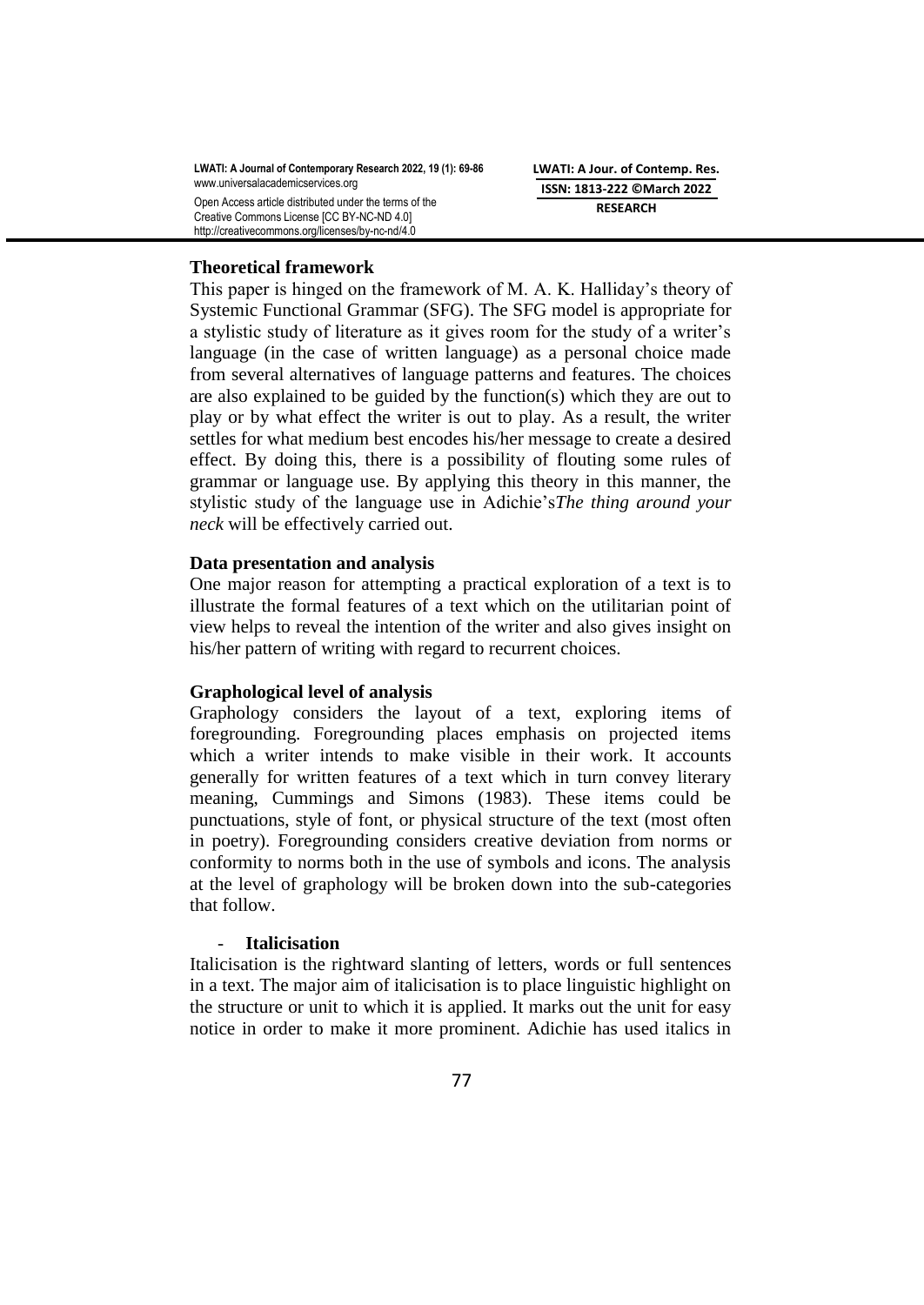**Theoretical framework**

This paper is hinged on the framework of M. A. K. Halliday's theory of Systemic Functional Grammar (SFG). The SFG model is appropriate for a stylistic study of literature as it gives room for the study of a writer's language (in the case of written language) as a personal choice made from several alternatives of language patterns and features. The choices are also explained to be guided by the function(s) which they are out to play or by what effect the writer is out to play. As a result, the writer settles for what medium best encodes his/her message to create a desired effect. By doing this, there is a possibility of flouting some rules of grammar or language use. By applying this theory in this manner, the stylistic study of the language use in Adichie's*The thing around your neck* will be effectively carried out.

**Data presentation and analysis**

One major reason for attempting a practical exploration of a text is to illustrate the formal features of a text which on the utilitarian point of view helps to reveal the intention of the writer and also gives insight on his/her pattern of writing with regard to recurrent choices.

**Graphological level of analysis**

Graphology considers the layout of a text, exploring items of foregrounding. Foregrounding places emphasis on projected items which a writer intends to make visible in their work. It accounts generally for written features of a text which in turn convey literary meaning, Cummings and Simons (1983). These items could be punctuations, style of font, or physical structure of the text (most often in poetry). Foregrounding considers creative deviation from norms or conformity to norms both in the use of symbols and icons. The analysis at the level of graphology will be broken down into the sub-categories that follow.

- **Italicisation**

Italicisation is the rightward slanting of letters, words or full sentences in a text. The major aim of italicisation is to place linguistic highlight on the structure or unit to which it is applied. It marks out the unit for easy notice in order to make it more prominent. Adichie has used italics in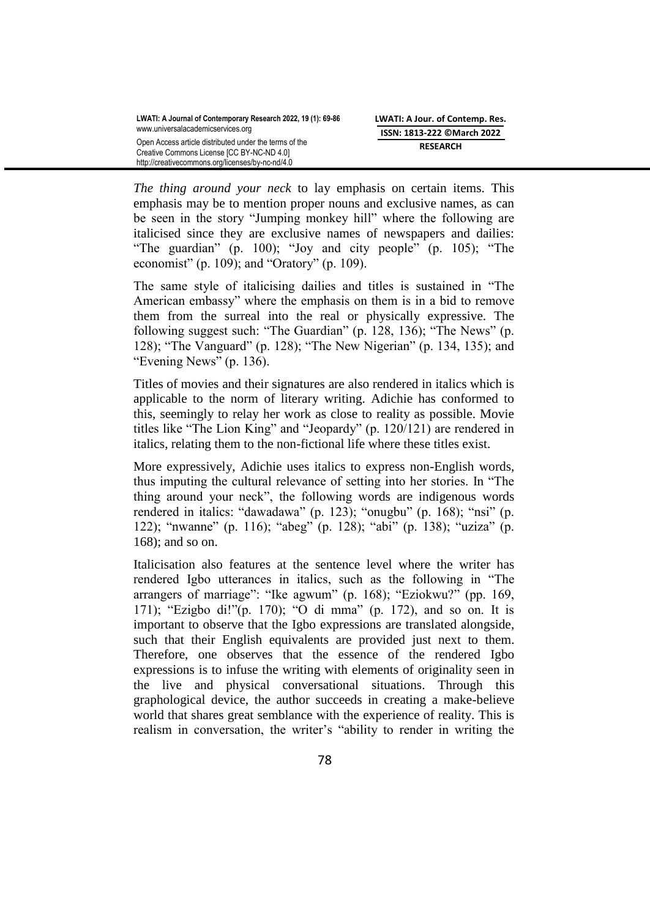*The thing around your neck* to lay emphasis on certain items. This emphasis may be to mention proper nouns and exclusive names, as can be seen in the story "Jumping monkey hill" where the following are italicised since they are exclusive names of newspapers and dailies: "The guardian" (p. 100); "Joy and city people" (p. 105); "The economist" (p. 109); and "Oratory" (p. 109).

The same style of italicising dailies and titles is sustained in "The American embassy" where the emphasis on them is in a bid to remove them from the surreal into the real or physically expressive. The following suggest such: "The Guardian" (p. 128, 136); "The News" (p. 128); "The Vanguard" (p. 128); "The New Nigerian" (p. 134, 135); and "Evening News" (p. 136).

Titles of movies and their signatures are also rendered in italics which is applicable to the norm of literary writing. Adichie has conformed to this, seemingly to relay her work as close to reality as possible. Movie titles like "The Lion King" and "Jeopardy" (p. 120/121) are rendered in italics, relating them to the non-fictional life where these titles exist.

More expressively, Adichie uses italics to express non-English words, thus imputing the cultural relevance of setting into her stories. In "The thing around your neck", the following words are indigenous words rendered in italics: "dawadawa" (p. 123); "onugbu" (p. 168); "nsi" (p. 122); "nwanne" (p. 116); "abeg" (p. 128); "abi" (p. 138); "uziza" (p. 168); and so on.

Italicisation also features at the sentence level where the writer has rendered Igbo utterances in italics, such as the following in "The arrangers of marriage": "Ike agwum" (p. 168); "Eziokwu?" (pp. 169, 171); "Ezigbo di!"(p. 170); "O di mma" (p. 172), and so on. It is important to observe that the Igbo expressions are translated alongside, such that their English equivalents are provided just next to them. Therefore, one observes that the essence of the rendered Igbo expressions is to infuse the writing with elements of originality seen in the live and physical conversational situations. Through this graphological device, the author succeeds in creating a make-believe world that shares great semblance with the experience of reality. This is realism in conversation, the writer's "ability to render in writing the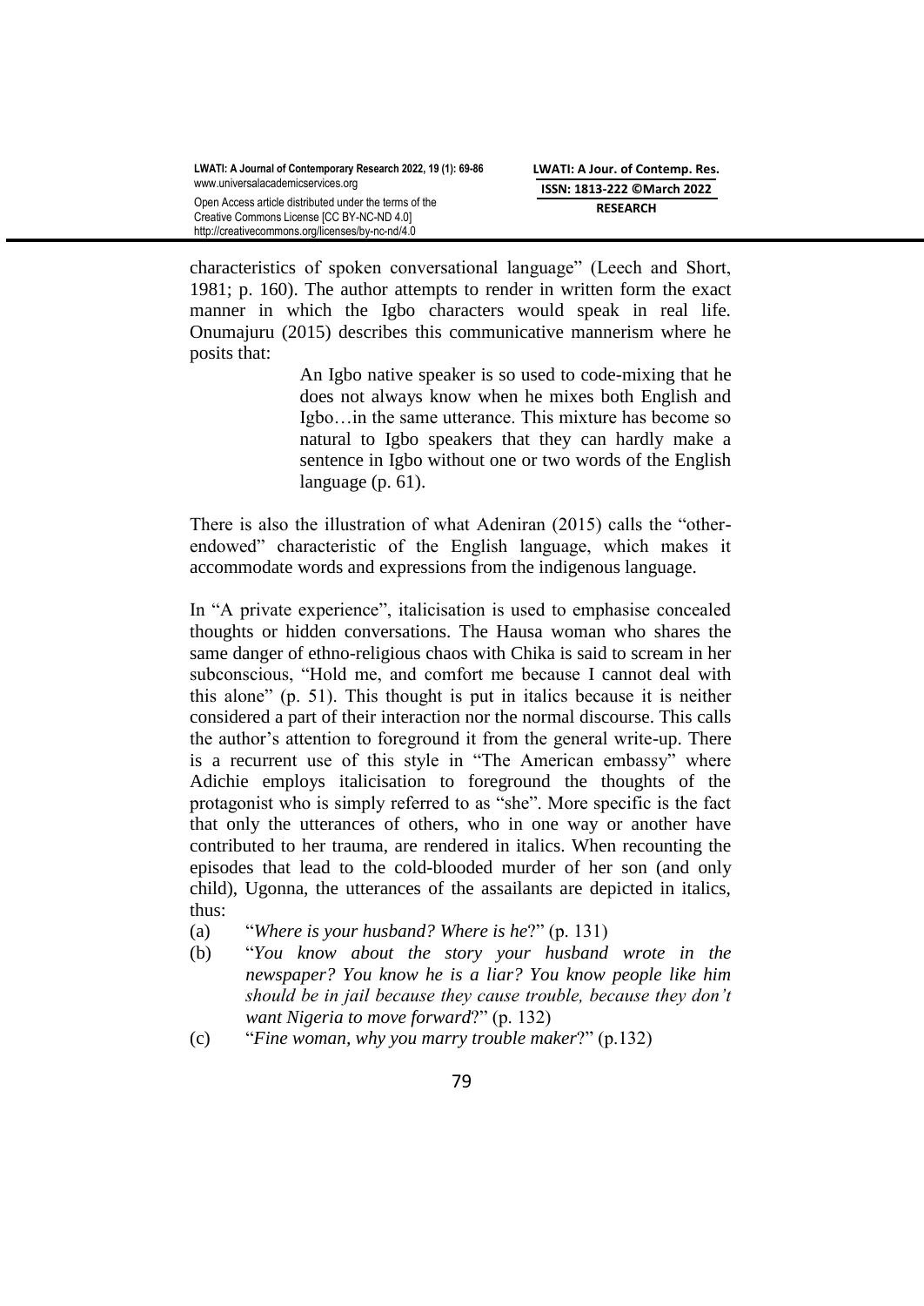characteristics of spoken conversational language" (Leech and Short, 1981; p. 160). The author attempts to render in written form the exact manner in which the Igbo characters would speak in real life. Onumajuru (2015) describes this communicative mannerism where he posits that:

> An Igbo native speaker is so used to code-mixing that he does not always know when he mixes both English and Igbo…in the same utterance. This mixture has become so natural to Igbo speakers that they can hardly make a sentence in Igbo without one or two words of the English language (p. 61).

There is also the illustration of what Adeniran (2015) calls the "other-endowed" characteristic of the English language, which makes it accommodate words and expressions from the indigenous language.

In "A private experience", italicisation is used to emphasise concealed thoughts or hidden conversations. The Hausa woman who shares the same danger of ethno-religious chaos with Chika is said to scream in her subconscious, "Hold me, and comfort me because I cannot deal with this alone" (p. 51). This thought is put in italics because it is neither considered a part of their interaction nor the normal discourse. This calls the author's attention to foreground it from the general write-up. There is a recurrent use of this style in "The American embassy" where Adichie employs italicisation to foreground the thoughts of the protagonist who is simply referred to as "she". More specific is the fact that only the utterances of others, who in one way or another have contributed to her trauma, are rendered in italics. When recounting the episodes that lead to the cold-blooded murder of her son (and only child), Ugonna, the utterances of the assailants are depicted in italics, thus:

(a) "*Where is your husband? Where is he*?" (p. 131)

(b) "*You know about the story your husband wrote in the newspaper? You know he is a liar? You know people like him should be in jail because they cause trouble, because they don't want Nigeria to move forward*?" (p. 132)

(c) "*Fine woman, why you marry trouble maker*?" (p.132)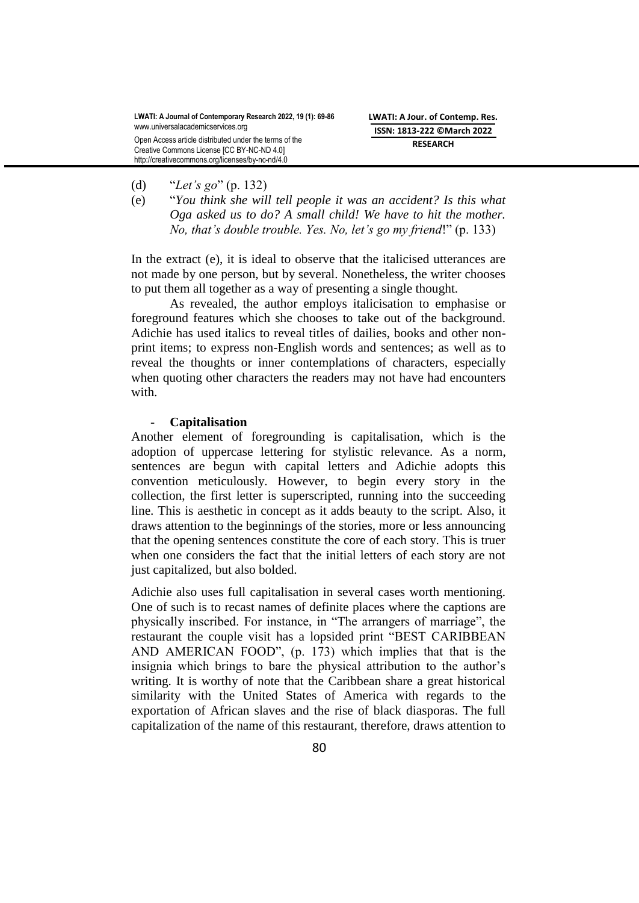(d) "*Let's go*" (p. 132)

(e) "*You think she will tell people it was an accident? Is this what Oga asked us to do? A small child! We have to hit the mother. No, that's double trouble. Yes. No, let's go my friend*!" (p. 133)

In the extract (e), it is ideal to observe that the italicised utterances are not made by one person, but by several. Nonetheless, the writer chooses to put them all together as a way of presenting a single thought.

As revealed, the author employs italicisation to emphasise or foreground features which she chooses to take out of the background. Adichie has used italics to reveal titles of dailies, books and other non-print items; to express non-English words and sentences; as well as to reveal the thoughts or inner contemplations of characters, especially when quoting other characters the readers may not have had encounters with.

- **Capitalisation**

Another element of foregrounding is capitalisation, which is the adoption of uppercase lettering for stylistic relevance. As a norm, sentences are begun with capital letters and Adichie adopts this convention meticulously. However, to begin every story in the collection, the first letter is superscripted, running into the succeeding line. This is aesthetic in concept as it adds beauty to the script. Also, it draws attention to the beginnings of the stories, more or less announcing that the opening sentences constitute the core of each story. This is truer when one considers the fact that the initial letters of each story are not just capitalized, but also bolded.

Adichie also uses full capitalisation in several cases worth mentioning. One of such is to recast names of definite places where the captions are physically inscribed. For instance, in "The arrangers of marriage", the restaurant the couple visit has a lopsided print "BEST CARIBBEAN AND AMERICAN FOOD", (p. 173) which implies that that is the insignia which brings to bare the physical attribution to the author's writing. It is worthy of note that the Caribbean share a great historical similarity with the United States of America with regards to the exportation of African slaves and the rise of black diasporas. The full capitalization of the name of this restaurant, therefore, draws attention to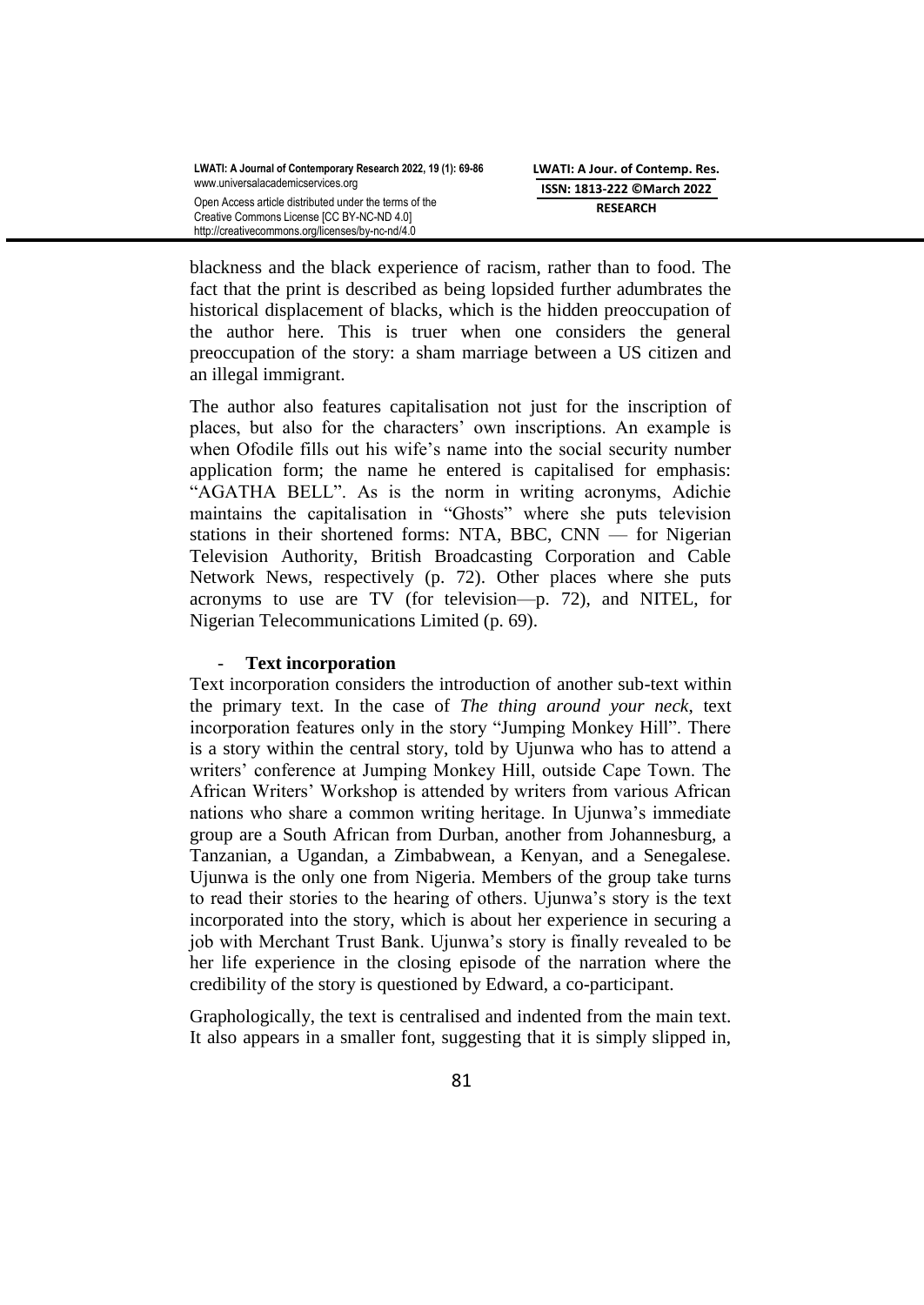blackness and the black experience of racism, rather than to food. The fact that the print is described as being lopsided further adumbrates the historical displacement of blacks, which is the hidden preoccupation of the author here. This is truer when one considers the general preoccupation of the story: a sham marriage between a US citizen and an illegal immigrant.

The author also features capitalisation not just for the inscription of places, but also for the characters' own inscriptions. An example is when Ofodile fills out his wife's name into the social security number application form; the name he entered is capitalised for emphasis: "AGATHA BELL". As is the norm in writing acronyms, Adichie maintains the capitalisation in "Ghosts" where she puts television stations in their shortened forms: NTA, BBC, CNN — for Nigerian Television Authority, British Broadcasting Corporation and Cable Network News, respectively (p. 72). Other places where she puts acronyms to use are TV (for television—p. 72), and NITEL, for Nigerian Telecommunications Limited (p. 69).

- **Text incorporation**

Text incorporation considers the introduction of another sub-text within the primary text. In the case of *The thing around your neck*, text incorporation features only in the story "Jumping Monkey Hill". There is a story within the central story, told by Ujunwa who has to attend a writers' conference at Jumping Monkey Hill, outside Cape Town. The African Writers' Workshop is attended by writers from various African nations who share a common writing heritage. In Ujunwa's immediate group are a South African from Durban, another from Johannesburg, a Tanzanian, a Ugandan, a Zimbabwean, a Kenyan, and a Senegalese. Ujunwa is the only one from Nigeria. Members of the group take turns to read their stories to the hearing of others. Ujunwa's story is the text incorporated into the story, which is about her experience in securing a job with Merchant Trust Bank. Ujunwa's story is finally revealed to be her life experience in the closing episode of the narration where the credibility of the story is questioned by Edward, a co-participant.

Graphologically, the text is centralised and indented from the main text. It also appears in a smaller font, suggesting that it is simply slipped in,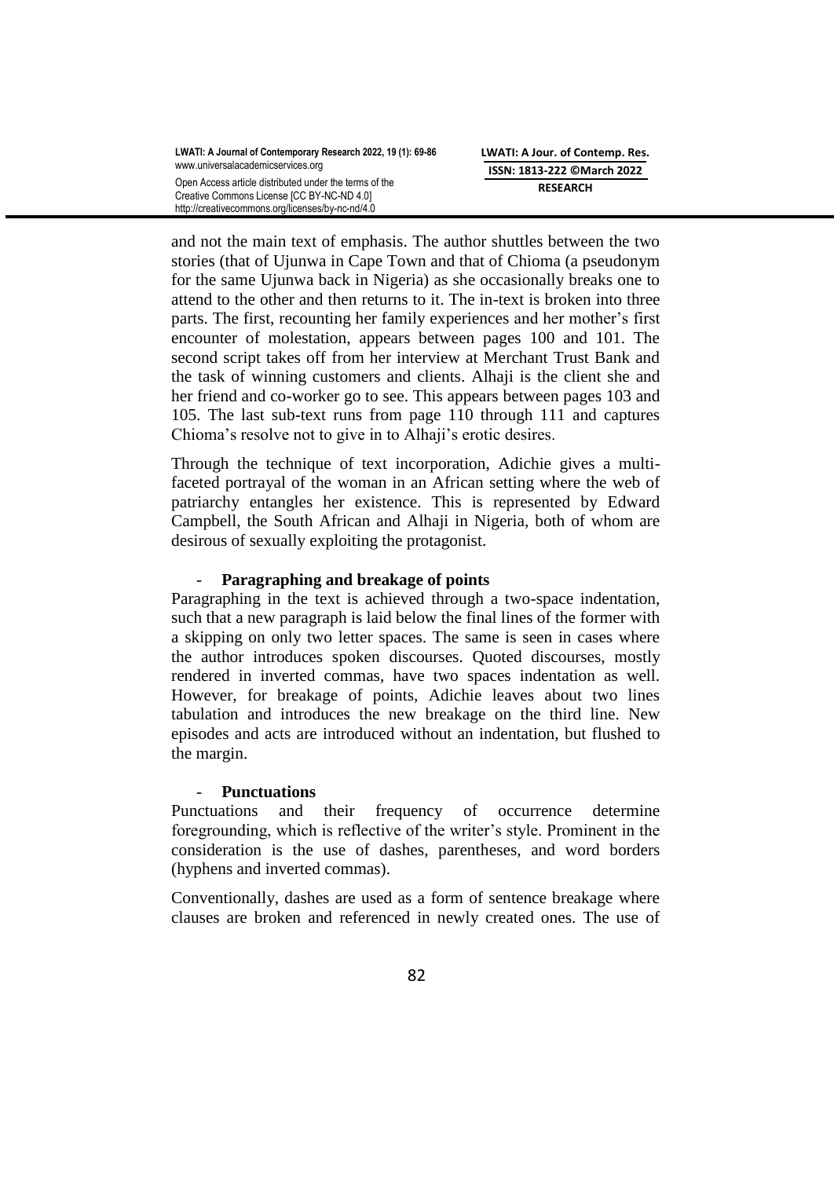and not the main text of emphasis. The author shuttles between the two stories (that of Ujunwa in Cape Town and that of Chioma (a pseudonym for the same Ujunwa back in Nigeria) as she occasionally breaks one to attend to the other and then returns to it. The in-text is broken into three parts. The first, recounting her family experiences and her mother's first encounter of molestation, appears between pages 100 and 101. The second script takes off from her interview at Merchant Trust Bank and the task of winning customers and clients. Alhaji is the client she and her friend and co-worker go to see. This appears between pages 103 and 105. The last sub-text runs from page 110 through 111 and captures Chioma's resolve not to give in to Alhaji's erotic desires.

Through the technique of text incorporation, Adichie gives a multi-faceted portrayal of the woman in an African setting where the web of patriarchy entangles her existence. This is represented by Edward Campbell, the South African and Alhaji in Nigeria, both of whom are desirous of sexually exploiting the protagonist.

- **Paragraphing and breakage of points**

Paragraphing in the text is achieved through a two-space indentation, such that a new paragraph is laid below the final lines of the former with a skipping on only two letter spaces. The same is seen in cases where the author introduces spoken discourses. Quoted discourses, mostly rendered in inverted commas, have two spaces indentation as well. However, for breakage of points, Adichie leaves about two lines tabulation and introduces the new breakage on the third line. New episodes and acts are introduced without an indentation, but flushed to the margin.

- **Punctuations**

Punctuations and their frequency of occurrence determine foregrounding, which is reflective of the writer's style. Prominent in the consideration is the use of dashes, parentheses, and word borders (hyphens and inverted commas).

Conventionally, dashes are used as a form of sentence breakage where clauses are broken and referenced in newly created ones. The use of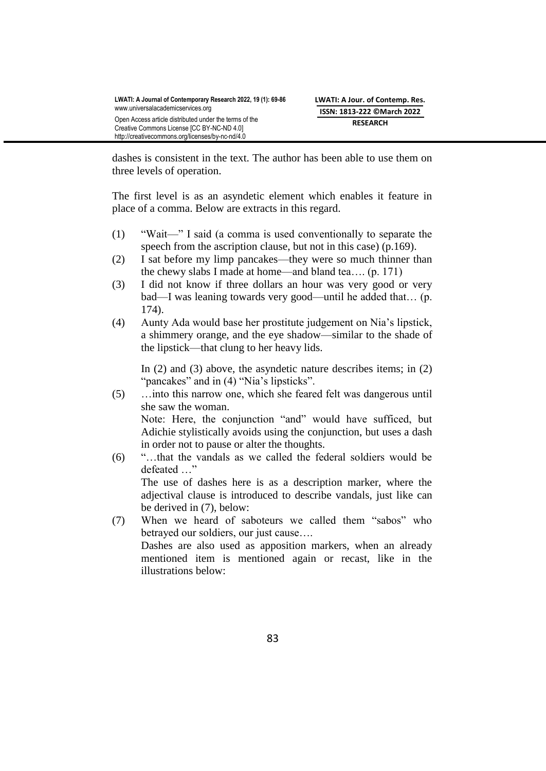dashes is consistent in the text. The author has been able to use them on three levels of operation.

The first level is as an asyndetic element which enables it feature in place of a comma. Below are extracts in this regard.

(1) “Wait—” I said (a comma is used conventionally to separate the speech from the ascription clause, but not in this case) (p.169).

(2) I sat before my limp pancakes—they were so much thinner than the chewy slabs I made at home—and bland tea…. (p. 171)

(3) I did not know if three dollars an hour was very good or very bad—I was leaning towards very good—until he added that… (p. 174).

(4) Aunty Ada would base her prostitute judgement on Nia’s lipstick, a shimmery orange, and the eye shadow—similar to the shade of the lipstick—that clung to her heavy lids.

    In (2) and (3) above, the asyndetic nature describes items; in (2) “pancakes” and in (4) “Nia’s lipsticks”.

(5) …into this narrow one, which she feared felt was dangerous until she saw the woman.

    Note: Here, the conjunction “and” would have sufficed, but Adichie stylistically avoids using the conjunction, but uses a dash in order not to pause or alter the thoughts.

(6) “…that the vandals as we called the federal soldiers would be defeated …”

    The use of dashes here is as a description marker, where the adjectival clause is introduced to describe vandals, just like can be derived in (7), below:

(7) When we heard of saboteurs we called them “sabos” who betrayed our soldiers, our just cause….

    Dashes are also used as apposition markers, when an already mentioned item is mentioned again or recast, like in the illustrations below: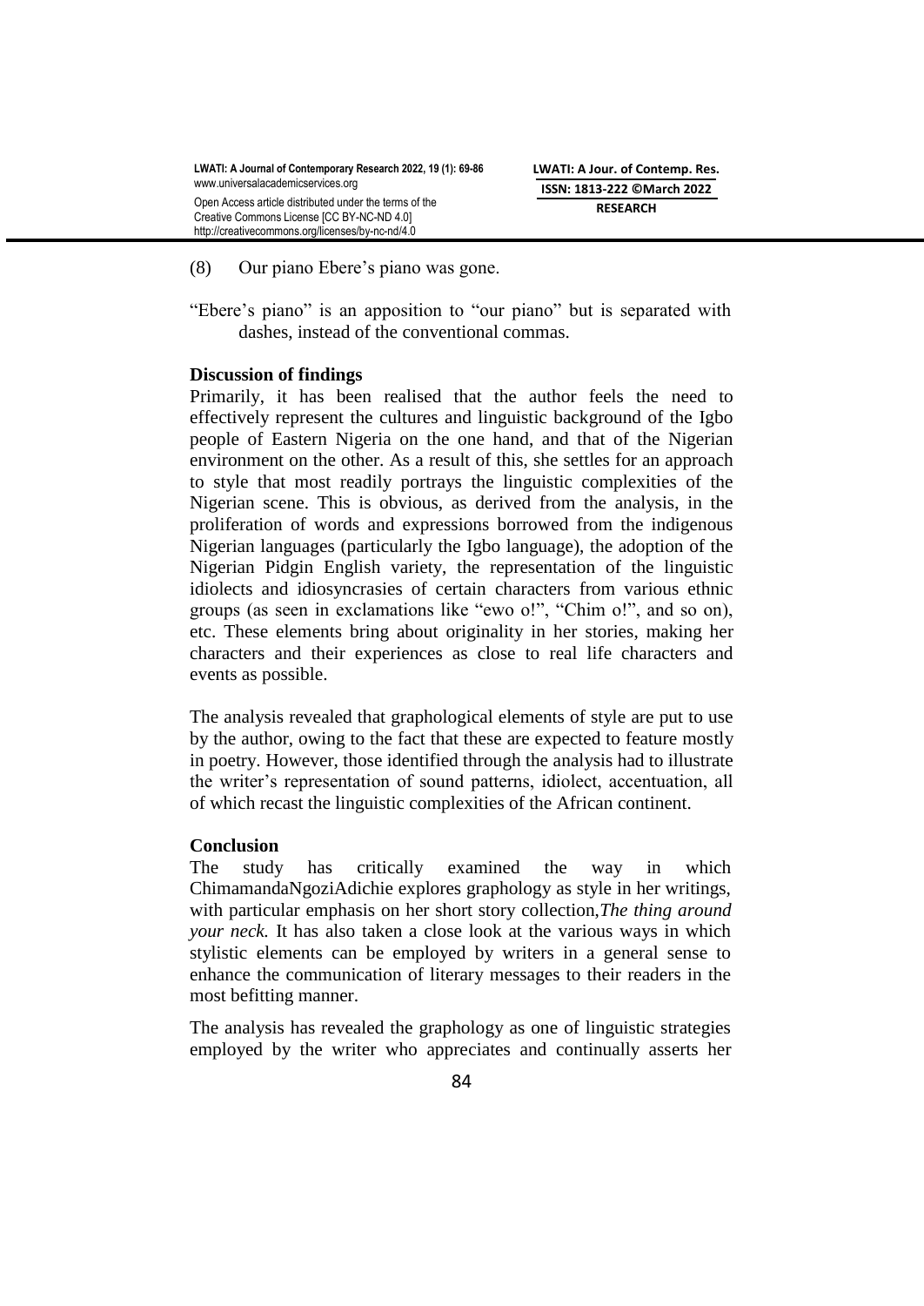(8) Our piano Ebere's piano was gone.

"Ebere's piano" is an apposition to "our piano" but is separated with dashes, instead of the conventional commas.

**Discussion of findings**

Primarily, it has been realised that the author feels the need to effectively represent the cultures and linguistic background of the Igbo people of Eastern Nigeria on the one hand, and that of the Nigerian environment on the other. As a result of this, she settles for an approach to style that most readily portrays the linguistic complexities of the Nigerian scene. This is obvious, as derived from the analysis, in the proliferation of words and expressions borrowed from the indigenous Nigerian languages (particularly the Igbo language), the adoption of the Nigerian Pidgin English variety, the representation of the linguistic idiolects and idiosyncrasies of certain characters from various ethnic groups (as seen in exclamations like "ewo o!", "Chim o!", and so on), etc. These elements bring about originality in her stories, making her characters and their experiences as close to real life characters and events as possible.

The analysis revealed that graphological elements of style are put to use by the author, owing to the fact that these are expected to feature mostly in poetry. However, those identified through the analysis had to illustrate the writer's representation of sound patterns, idiolect, accentuation, all of which recast the linguistic complexities of the African continent.

**Conclusion**

The study has critically examined the way in which ChimamandaNgoziAdichie explores graphology as style in her writings, with particular emphasis on her short story collection,*The thing around your neck.* It has also taken a close look at the various ways in which stylistic elements can be employed by writers in a general sense to enhance the communication of literary messages to their readers in the most befitting manner.

The analysis has revealed the graphology as one of linguistic strategies employed by the writer who appreciates and continually asserts her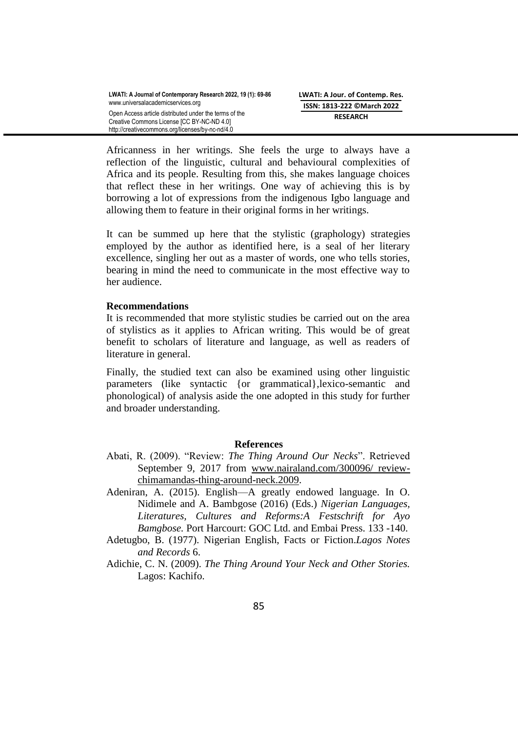Africanness in her writings. She feels the urge to always have a reflection of the linguistic, cultural and behavioural complexities of Africa and its people. Resulting from this, she makes language choices that reflect these in her writings. One way of achieving this is by borrowing a lot of expressions from the indigenous Igbo language and allowing them to feature in their original forms in her writings.

It can be summed up here that the stylistic (graphology) strategies employed by the author as identified here, is a seal of her literary excellence, singling her out as a master of words, one who tells stories, bearing in mind the need to communicate in the most effective way to her audience.

**Recommendations**

It is recommended that more stylistic studies be carried out on the area of stylistics as it applies to African writing. This would be of great benefit to scholars of literature and language, as well as readers of literature in general.

Finally, the studied text can also be examined using other linguistic parameters (like syntactic {or grammatical},lexico-semantic and phonological) of analysis aside the one adopted in this study for further and broader understanding.

## References

Abati, R. (2009). "Review: *The Thing Around Our Necks*". Retrieved September 9, 2017 from www.nairaland.com/300096/ review-chimamandas-thing-around-neck.2009.

Adeniran, A. (2015). English—A greatly endowed language. In O. Nidimele and A. Bambgose (2016) (Eds.) *Nigerian Languages, Literatures, Cultures and Reforms:A Festschrift for Ayo Bamgbose.* Port Harcourt: GOC Ltd. and Embai Press. 133 -140.

Adetugbo, B. (1977). Nigerian English, Facts or Fiction.*Lagos Notes and Records* 6.

Adichie, C. N. (2009). *The Thing Around Your Neck and Other Stories.* Lagos: Kachifo.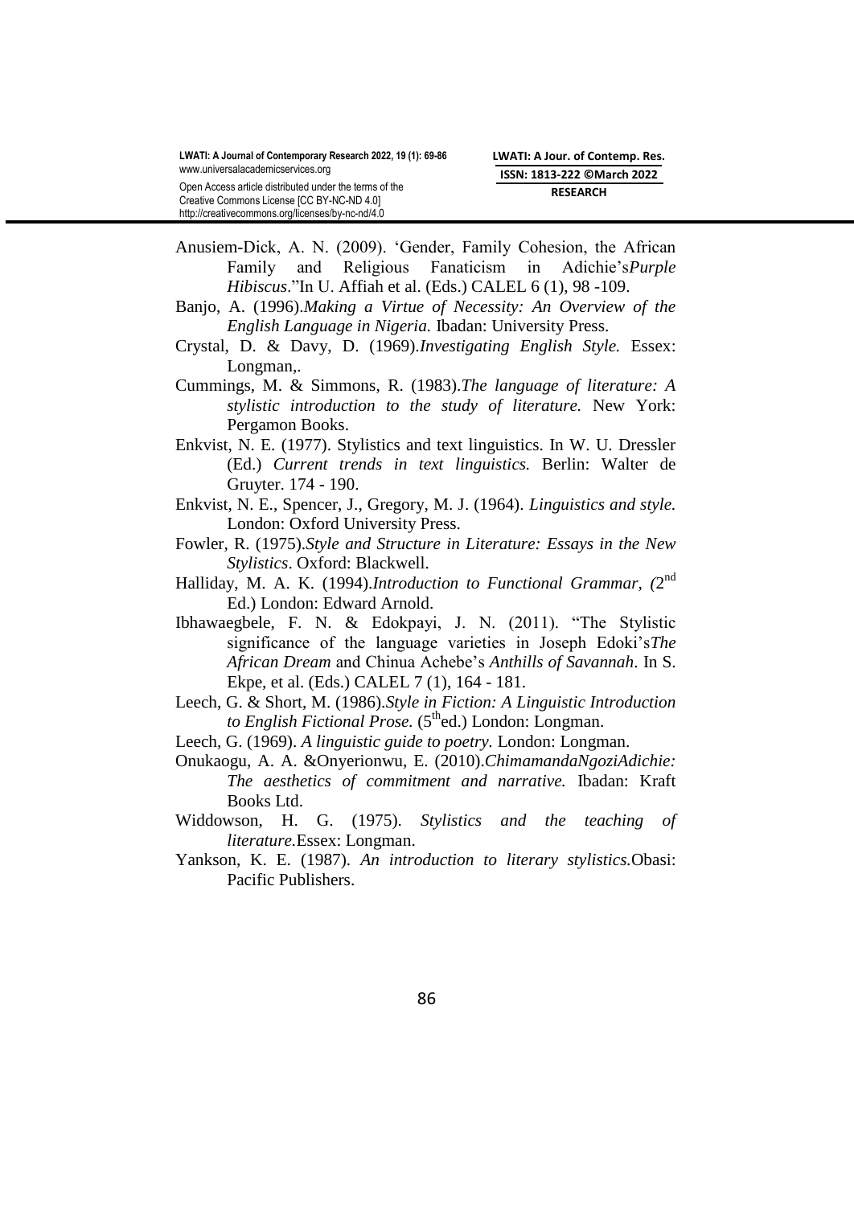Anusiem-Dick, A. N. (2009). 'Gender, Family Cohesion, the African Family and Religious Fanaticism in Adichie's*Purple Hibiscus*."In U. Affiah et al. (Eds.) CALEL 6 (1), 98 -109.

Banjo, A. (1996).*Making a Virtue of Necessity: An Overview of the English Language in Nigeria.* Ibadan: University Press.

Crystal, D. & Davy, D. (1969).*Investigating English Style.* Essex: Longman,.

Cummings, M. & Simmons, R. (1983).*The language of literature: A stylistic introduction to the study of literature.* New York: Pergamon Books.

Enkvist, N. E. (1977). Stylistics and text linguistics. In W. U. Dressler (Ed.) *Current trends in text linguistics.* Berlin: Walter de Gruyter. 174 - 190.

Enkvist, N. E., Spencer, J., Gregory, M. J. (1964). *Linguistics and style.* London: Oxford University Press.

Fowler, R. (1975).*Style and Structure in Literature: Essays in the New Stylistics*. Oxford: Blackwell.

Halliday, M. A. K. (1994).*Introduction to Functional Grammar, (*2nd Ed.) London: Edward Arnold.

Ibhawaegbele, F. N. & Edokpayi, J. N. (2011). "The Stylistic significance of the language varieties in Joseph Edoki's*The African Dream* and Chinua Achebe's *Anthills of Savannah*. In S. Ekpe, et al. (Eds.) CALEL 7 (1), 164 - 181.

Leech, G. & Short, M. (1986).*Style in Fiction: A Linguistic Introduction to English Fictional Prose.* (5thed.) London: Longman.

Leech, G. (1969). *A linguistic guide to poetry.* London: Longman.

Onukaogu, A. A. &Onyerionwu, E. (2010).*ChimamandaNgoziAdichie: The aesthetics of commitment and narrative.* Ibadan: Kraft Books Ltd.

Widdowson, H. G. (1975). *Stylistics and the teaching of literature.*Essex: Longman.

Yankson, K. E. (1987). *An introduction to literary stylistics.*Obasi: Pacific Publishers.